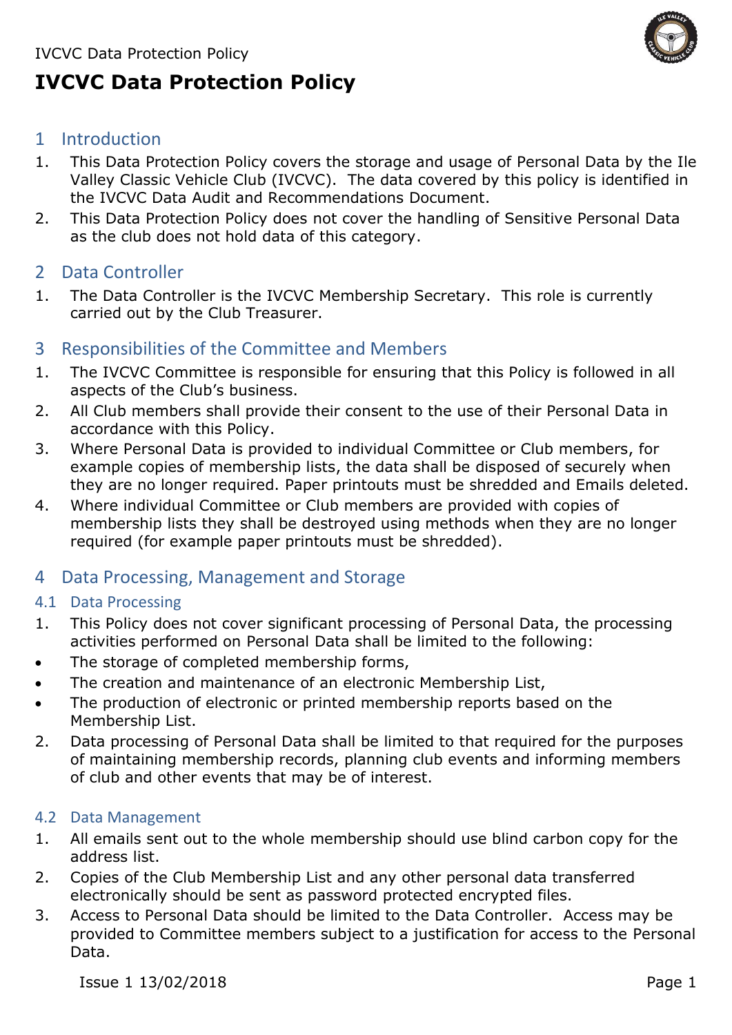# IVCVC Data Protection Policy

## 1 Introduction

1. This Data Protection Policy covers the storage and usage of Personal Data by the Ile Valley Classic Vehicle Club (IVCVC). The data covered by this policy is identified in the IVCVC Data Audit and Recommendations Document.
2. This Data Protection Policy does not cover the handling of Sensitive Personal Data as the club does not hold data of this category.

## 2 Data Controller

1. The Data Controller is the IVCVC Membership Secretary. This role is currently carried out by the Club Treasurer.

## 3 Responsibilities of the Committee and Members

1. The IVCVC Committee is responsible for ensuring that this Policy is followed in all aspects of the Club's business.
2. All Club members shall provide their consent to the use of their Personal Data in accordance with this Policy.
3. Where Personal Data is provided to individual Committee or Club members, for example copies of membership lists, the data shall be disposed of securely when they are no longer required. Paper printouts must be shredded and Emails deleted.
4. Where individual Committee or Club members are provided with copies of membership lists they shall be destroyed using methods when they are no longer required (for example paper printouts must be shredded).

## 4 Data Processing, Management and Storage

### 4.1 Data Processing

1. This Policy does not cover significant processing of Personal Data, the processing activities performed on Personal Data shall be limited to the following:

- The storage of completed membership forms,
- The creation and maintenance of an electronic Membership List,
- The production of electronic or printed membership reports based on the Membership List.

2. Data processing of Personal Data shall be limited to that required for the purposes of maintaining membership records, planning club events and informing members of club and other events that may be of interest.

### 4.2 Data Management

1. All emails sent out to the whole membership should use blind carbon copy for the address list.
2. Copies of the Club Membership List and any other personal data transferred electronically should be sent as password protected encrypted files.
3. Access to Personal Data should be limited to the Data Controller. Access may be provided to Committee members subject to a justification for access to the Personal Data.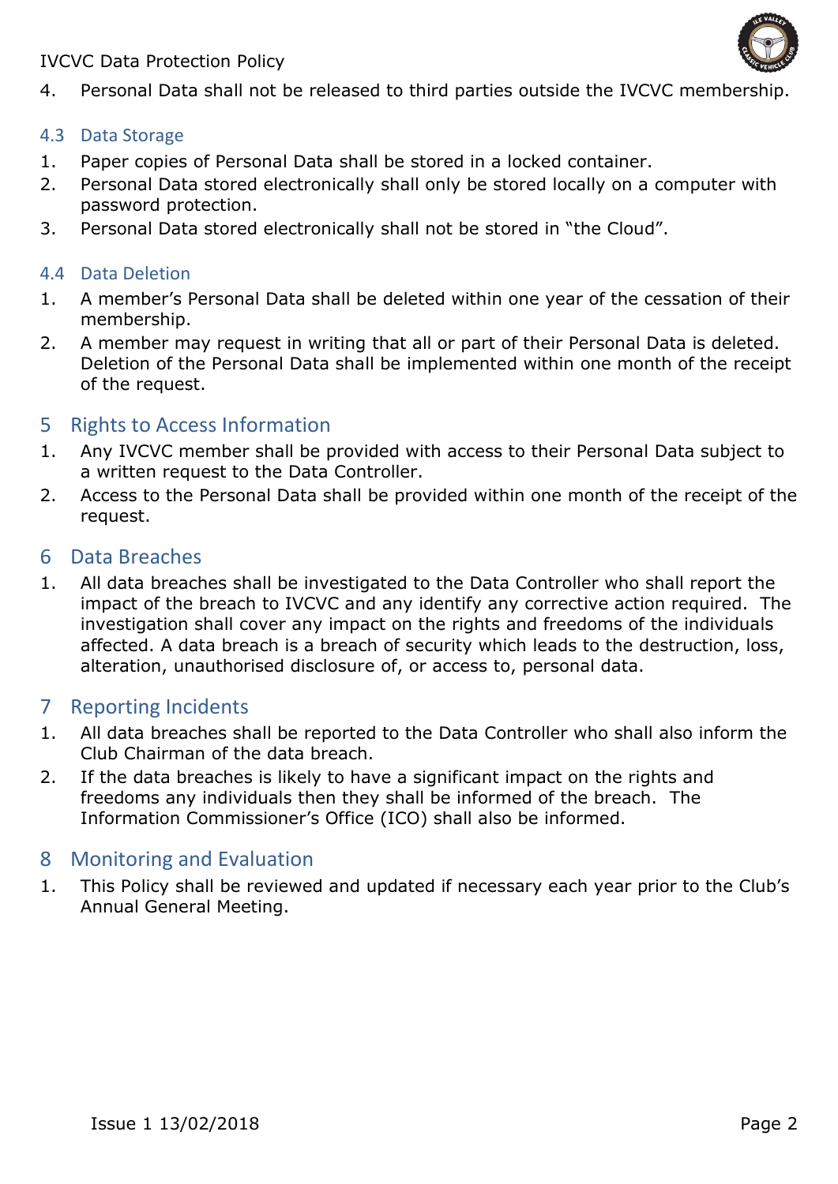4. Personal Data shall not be released to third parties outside the IVCVC membership.

### 4.3 Data Storage

1. Paper copies of Personal Data shall be stored in a locked container.
2. Personal Data stored electronically shall only be stored locally on a computer with password protection.
3. Personal Data stored electronically shall not be stored in "the Cloud".

### 4.4 Data Deletion

1. A member's Personal Data shall be deleted within one year of the cessation of their membership.
2. A member may request in writing that all or part of their Personal Data is deleted. Deletion of the Personal Data shall be implemented within one month of the receipt of the request.

## 5 Rights to Access Information

1. Any IVCVC member shall be provided with access to their Personal Data subject to a written request to the Data Controller.
2. Access to the Personal Data shall be provided within one month of the receipt of the request.

## 6 Data Breaches

1. All data breaches shall be investigated to the Data Controller who shall report the impact of the breach to IVCVC and any identify any corrective action required. The investigation shall cover any impact on the rights and freedoms of the individuals affected. A data breach is a breach of security which leads to the destruction, loss, alteration, unauthorised disclosure of, or access to, personal data.

## 7 Reporting Incidents

1. All data breaches shall be reported to the Data Controller who shall also inform the Club Chairman of the data breach.
2. If the data breaches is likely to have a significant impact on the rights and freedoms any individuals then they shall be informed of the breach. The Information Commissioner's Office (ICO) shall also be informed.

## 8 Monitoring and Evaluation

1. This Policy shall be reviewed and updated if necessary each year prior to the Club's Annual General Meeting.

Issue 1 13/02/2018